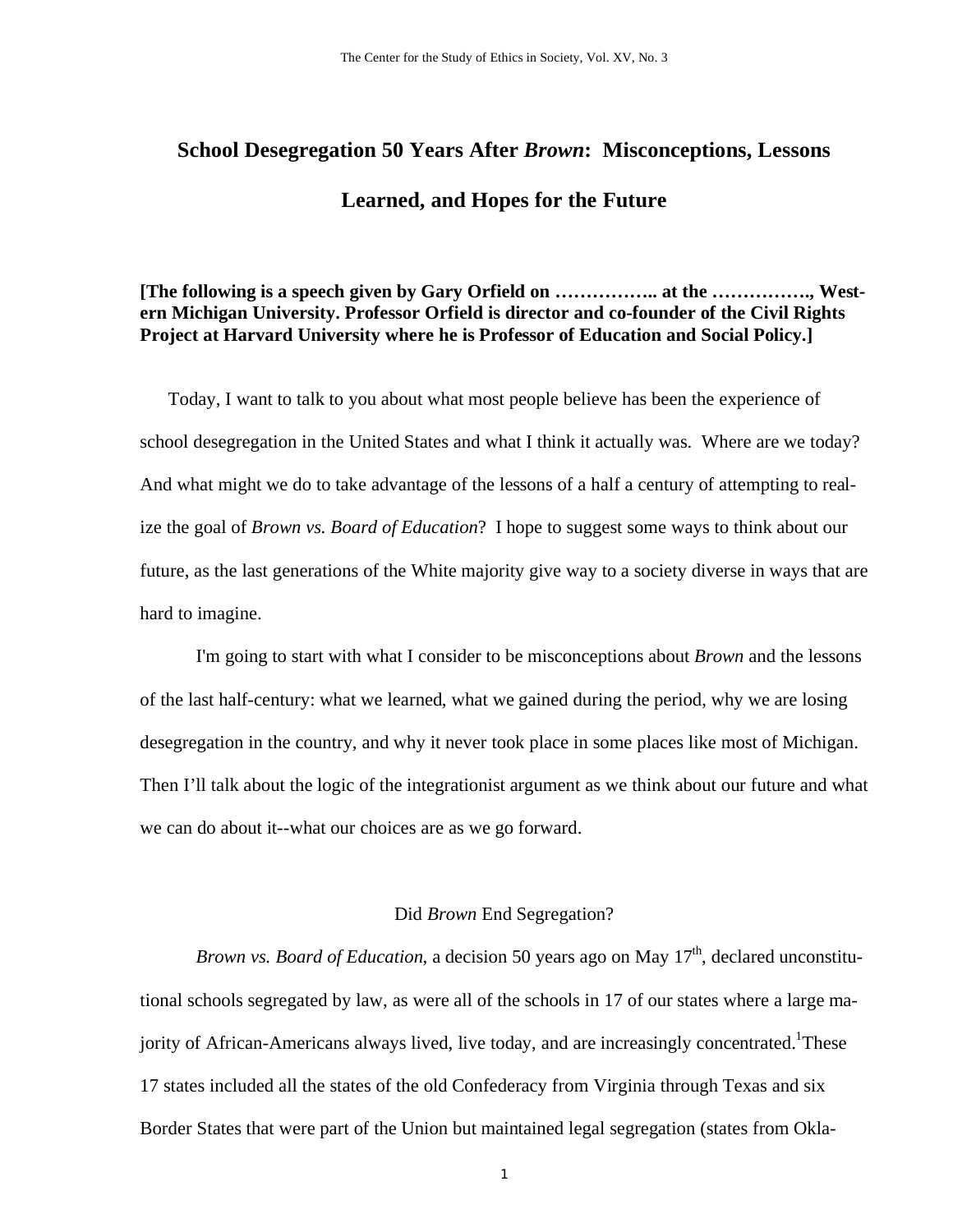# School Desegregation 50 Years After *Brown*: Misconceptions, Lessons Learned, and Hopes for the Future

**[The following is a speech given by Gary Orfield on …………….. at the ……………., Western Michigan University. Professor Orfield is director and co-founder of the Civil Rights Project at Harvard University where he is Professor of Education and Social Policy.]**

Today, I want to talk to you about what most people believe has been the experience of school desegregation in the United States and what I think it actually was. Where are we today? And what might we do to take advantage of the lessons of a half a century of attempting to realize the goal of *Brown vs. Board of Education*? I hope to suggest some ways to think about our future, as the last generations of the White majority give way to a society diverse in ways that are hard to imagine.

I'm going to start with what I consider to be misconceptions about *Brown* and the lessons of the last half-century: what we learned, what we gained during the period, why we are losing desegregation in the country, and why it never took place in some places like most of Michigan. Then I'll talk about the logic of the integrationist argument as we think about our future and what we can do about it--what our choices are as we go forward.

## Did *Brown* End Segregation?

*Brown vs. Board of Education*, a decision 50 years ago on May 17th, declared unconstitutional schools segregated by law, as were all of the schools in 17 of our states where a large majority of African-Americans always lived, live today, and are increasingly concentrated.[1] These 17 states included all the states of the old Confederacy from Virginia through Texas and six Border States that were part of the Union but maintained legal segregation (states from Okla-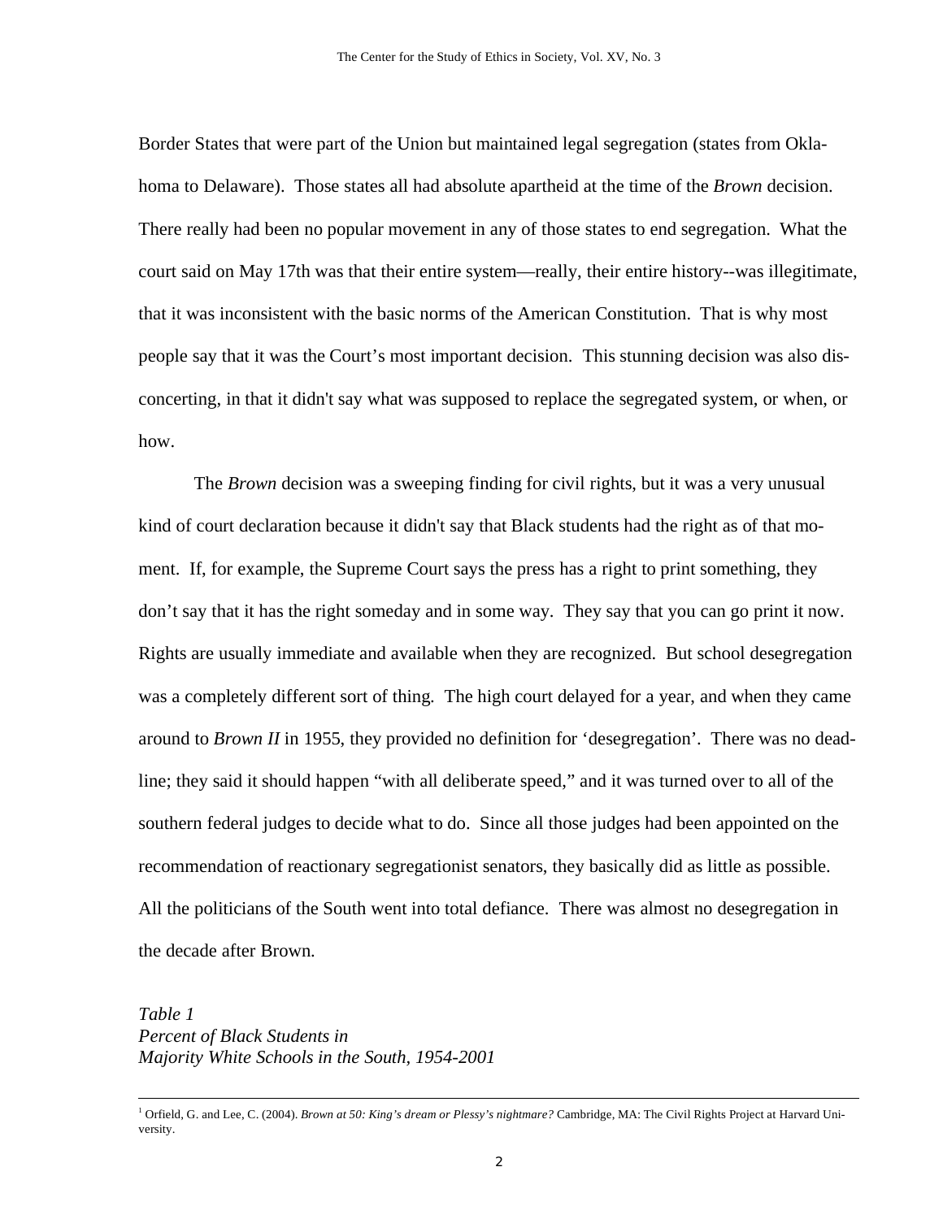Border States that were part of the Union but maintained legal segregation (states from Oklahoma to Delaware). Those states all had absolute apartheid at the time of the *Brown* decision. There really had been no popular movement in any of those states to end segregation. What the court said on May 17th was that their entire system—really, their entire history--was illegitimate, that it was inconsistent with the basic norms of the American Constitution. That is why most people say that it was the Court's most important decision. This stunning decision was also disconcerting, in that it didn't say what was supposed to replace the segregated system, or when, or how.

The *Brown* decision was a sweeping finding for civil rights, but it was a very unusual kind of court declaration because it didn't say that Black students had the right as of that moment. If, for example, the Supreme Court says the press has a right to print something, they don't say that it has the right someday and in some way. They say that you can go print it now. Rights are usually immediate and available when they are recognized. But school desegregation was a completely different sort of thing. The high court delayed for a year, and when they came around to *Brown II* in 1955, they provided no definition for 'desegregation'. There was no deadline; they said it should happen "with all deliberate speed," and it was turned over to all of the southern federal judges to decide what to do. Since all those judges had been appointed on the recommendation of reactionary segregationist senators, they basically did as little as possible. All the politicians of the South went into total defiance. There was almost no desegregation in the decade after Brown.

*Table 1*
*Percent of Black Students in*
*Majority White Schools in the South, 1954-2001*

---

[1] Orfield, G. and Lee, C. (2004). *Brown at 50: King's dream or Plessy's nightmare?* Cambridge, MA: The Civil Rights Project at Harvard University.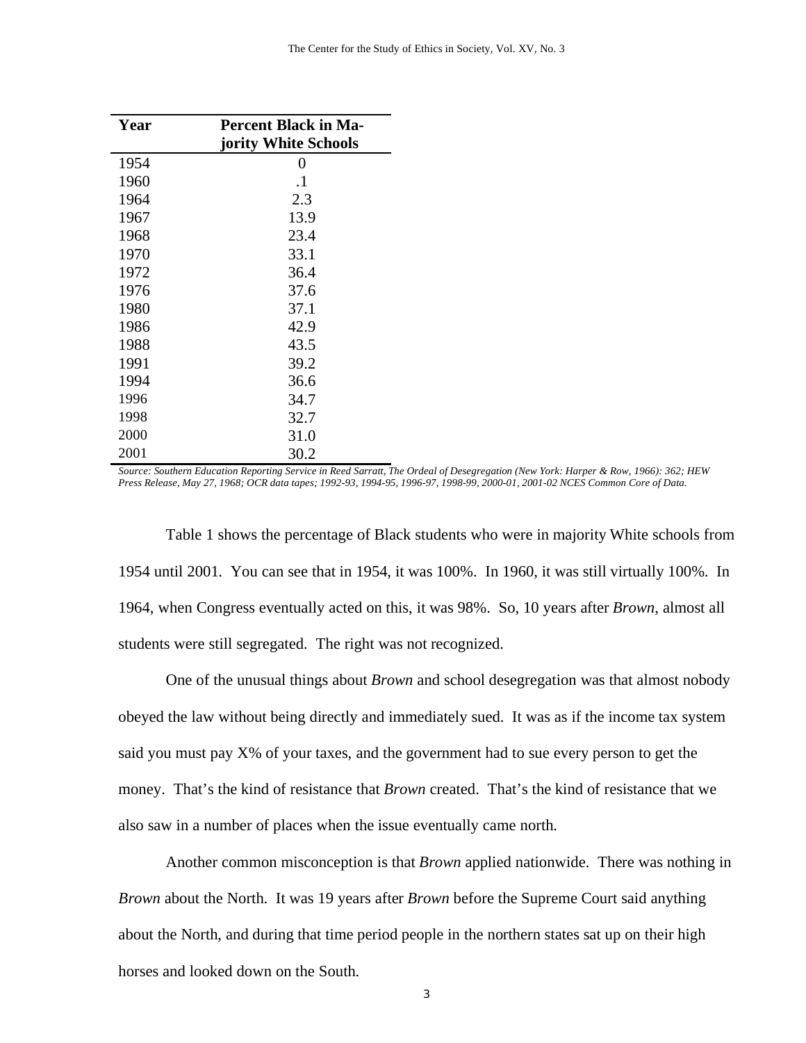| Year | Percent Black in Majority White Schools |
|---|---|
| 1954 | 0 |
| 1960 | .1 |
| 1964 | 2.3 |
| 1967 | 13.9 |
| 1968 | 23.4 |
| 1970 | 33.1 |
| 1972 | 36.4 |
| 1976 | 37.6 |
| 1980 | 37.1 |
| 1986 | 42.9 |
| 1988 | 43.5 |
| 1991 | 39.2 |
| 1994 | 36.6 |
| 1996 | 34.7 |
| 1998 | 32.7 |
| 2000 | 31.0 |
| 2001 | 30.2 |

*Source: Southern Education Reporting Service in Reed Sarratt, The Ordeal of Desegregation (New York: Harper & Row, 1966): 362; HEW Press Release, May 27, 1968; OCR data tapes; 1992-93, 1994-95, 1996-97, 1998-99, 2000-01, 2001-02 NCES Common Core of Data.*

Table 1 shows the percentage of Black students who were in majority White schools from 1954 until 2001. You can see that in 1954, it was 100%. In 1960, it was still virtually 100%. In 1964, when Congress eventually acted on this, it was 98%. So, 10 years after *Brown*, almost all students were still segregated. The right was not recognized.

One of the unusual things about *Brown* and school desegregation was that almost nobody obeyed the law without being directly and immediately sued. It was as if the income tax system said you must pay X% of your taxes, and the government had to sue every person to get the money. That's the kind of resistance that *Brown* created. That's the kind of resistance that we also saw in a number of places when the issue eventually came north.

Another common misconception is that *Brown* applied nationwide. There was nothing in *Brown* about the North. It was 19 years after *Brown* before the Supreme Court said anything about the North, and during that time period people in the northern states sat up on their high horses and looked down on the South.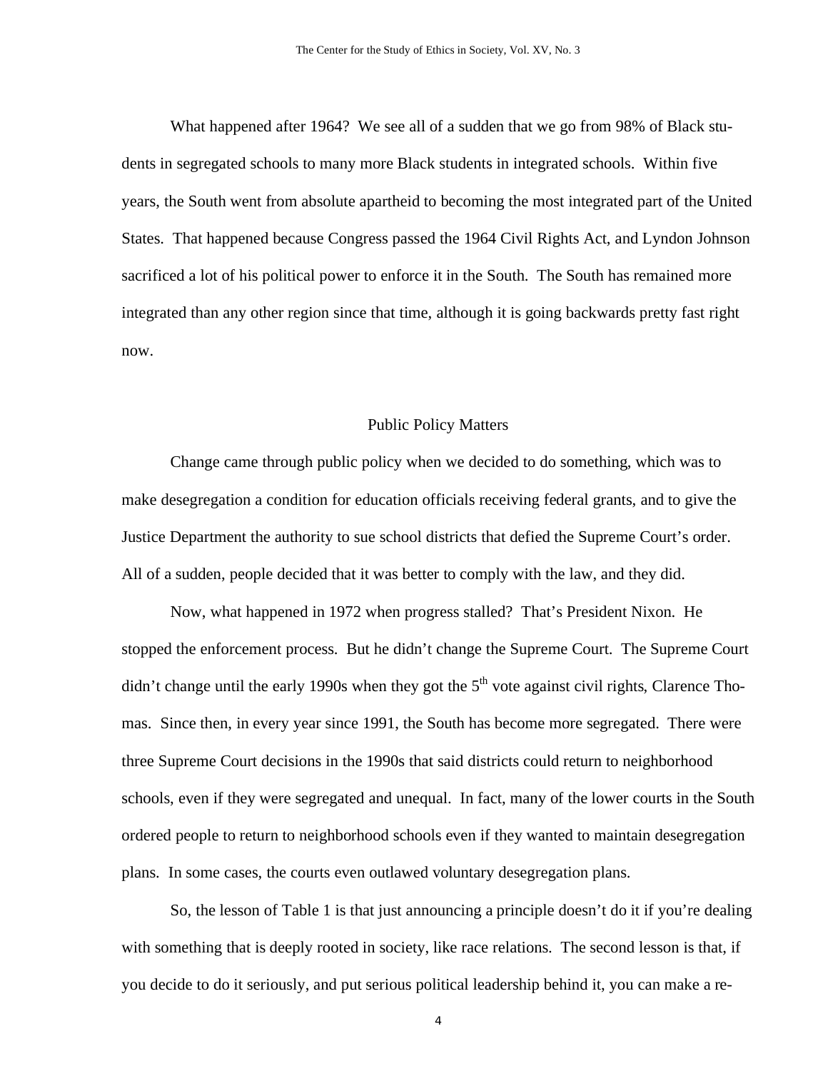What happened after 1964? We see all of a sudden that we go from 98% of Black students in segregated schools to many more Black students in integrated schools. Within five years, the South went from absolute apartheid to becoming the most integrated part of the United States. That happened because Congress passed the 1964 Civil Rights Act, and Lyndon Johnson sacrificed a lot of his political power to enforce it in the South. The South has remained more integrated than any other region since that time, although it is going backwards pretty fast right now.

## Public Policy Matters

Change came through public policy when we decided to do something, which was to make desegregation a condition for education officials receiving federal grants, and to give the Justice Department the authority to sue school districts that defied the Supreme Court's order. All of a sudden, people decided that it was better to comply with the law, and they did.

Now, what happened in 1972 when progress stalled? That's President Nixon. He stopped the enforcement process. But he didn't change the Supreme Court. The Supreme Court didn't change until the early 1990s when they got the 5th vote against civil rights, Clarence Thomas. Since then, in every year since 1991, the South has become more segregated. There were three Supreme Court decisions in the 1990s that said districts could return to neighborhood schools, even if they were segregated and unequal. In fact, many of the lower courts in the South ordered people to return to neighborhood schools even if they wanted to maintain desegregation plans. In some cases, the courts even outlawed voluntary desegregation plans.

So, the lesson of Table 1 is that just announcing a principle doesn't do it if you're dealing with something that is deeply rooted in society, like race relations. The second lesson is that, if you decide to do it seriously, and put serious political leadership behind it, you can make a re-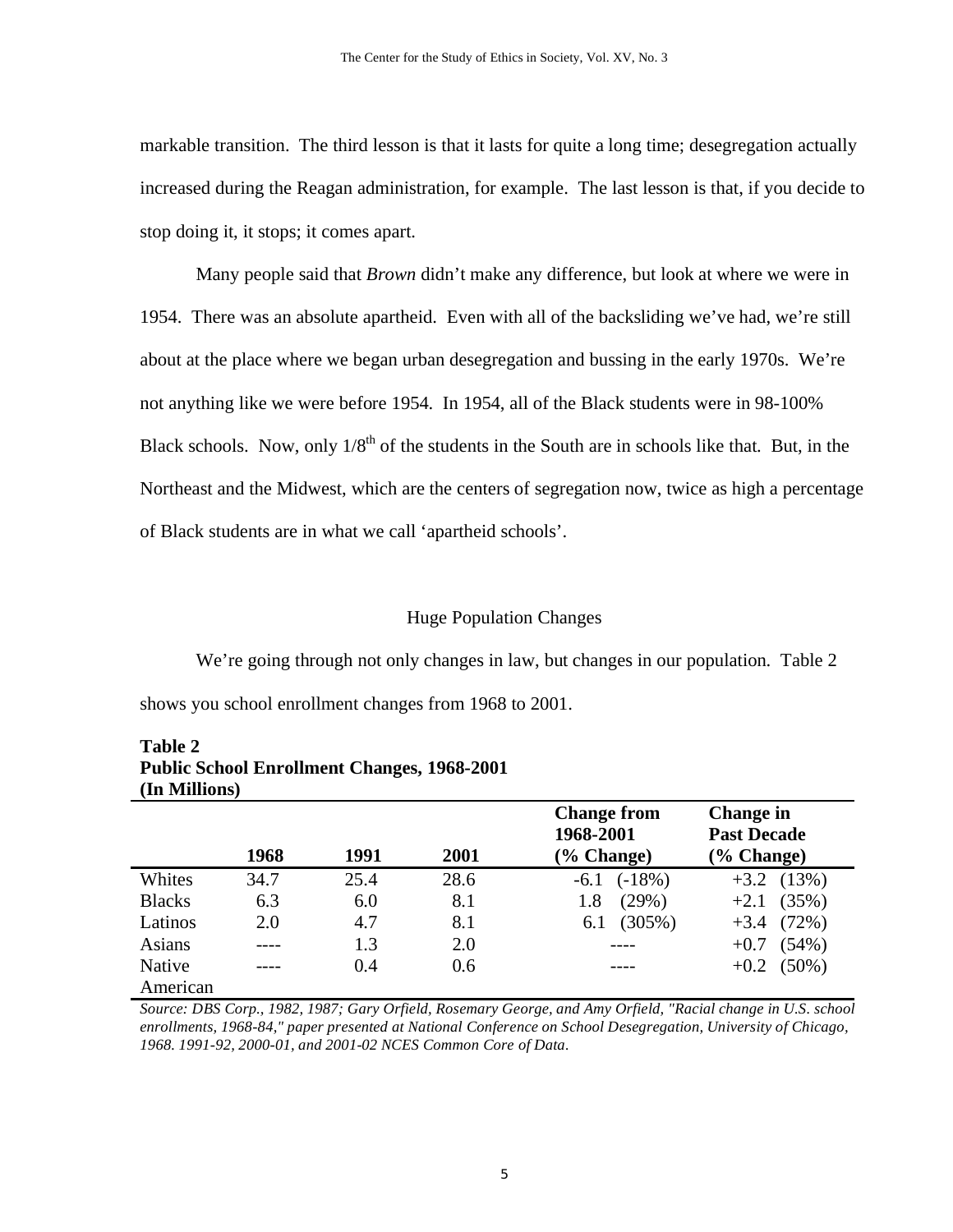markable transition. The third lesson is that it lasts for quite a long time; desegregation actually increased during the Reagan administration, for example. The last lesson is that, if you decide to stop doing it, it stops; it comes apart.

Many people said that *Brown* didn't make any difference, but look at where we were in 1954. There was an absolute apartheid. Even with all of the backsliding we've had, we're still about at the place where we began urban desegregation and bussing in the early 1970s. We're not anything like we were before 1954. In 1954, all of the Black students were in 98-100% Black schools. Now, only 1/8th of the students in the South are in schools like that. But, in the Northeast and the Midwest, which are the centers of segregation now, twice as high a percentage of Black students are in what we call 'apartheid schools'.

## Huge Population Changes

We're going through not only changes in law, but changes in our population. Table 2 shows you school enrollment changes from 1968 to 2001.

**Table 2**
**Public School Enrollment Changes, 1968-2001**
**(In Millions)**

| | 1968 | 1991 | 2001 | Change from 1968-2001 (% Change) | Change in Past Decade (% Change) |
|---|---|---|---|---|---|
| Whites | 34.7 | 25.4 | 28.6 | -6.1 (-18%) | +3.2 (13%) |
| Blacks | 6.3 | 6.0 | 8.1 | 1.8 (29%) | +2.1 (35%) |
| Latinos | 2.0 | 4.7 | 8.1 | 6.1 (305%) | +3.4 (72%) |
| Asians | ---- | 1.3 | 2.0 | ---- | +0.7 (54%) |
| Native American | ---- | 0.4 | 0.6 | ---- | +0.2 (50%) |

*Source: DBS Corp., 1982, 1987; Gary Orfield, Rosemary George, and Amy Orfield, "Racial change in U.S. school enrollments, 1968-84," paper presented at National Conference on School Desegregation, University of Chicago, 1968. 1991-92, 2000-01, and 2001-02 NCES Common Core of Data.*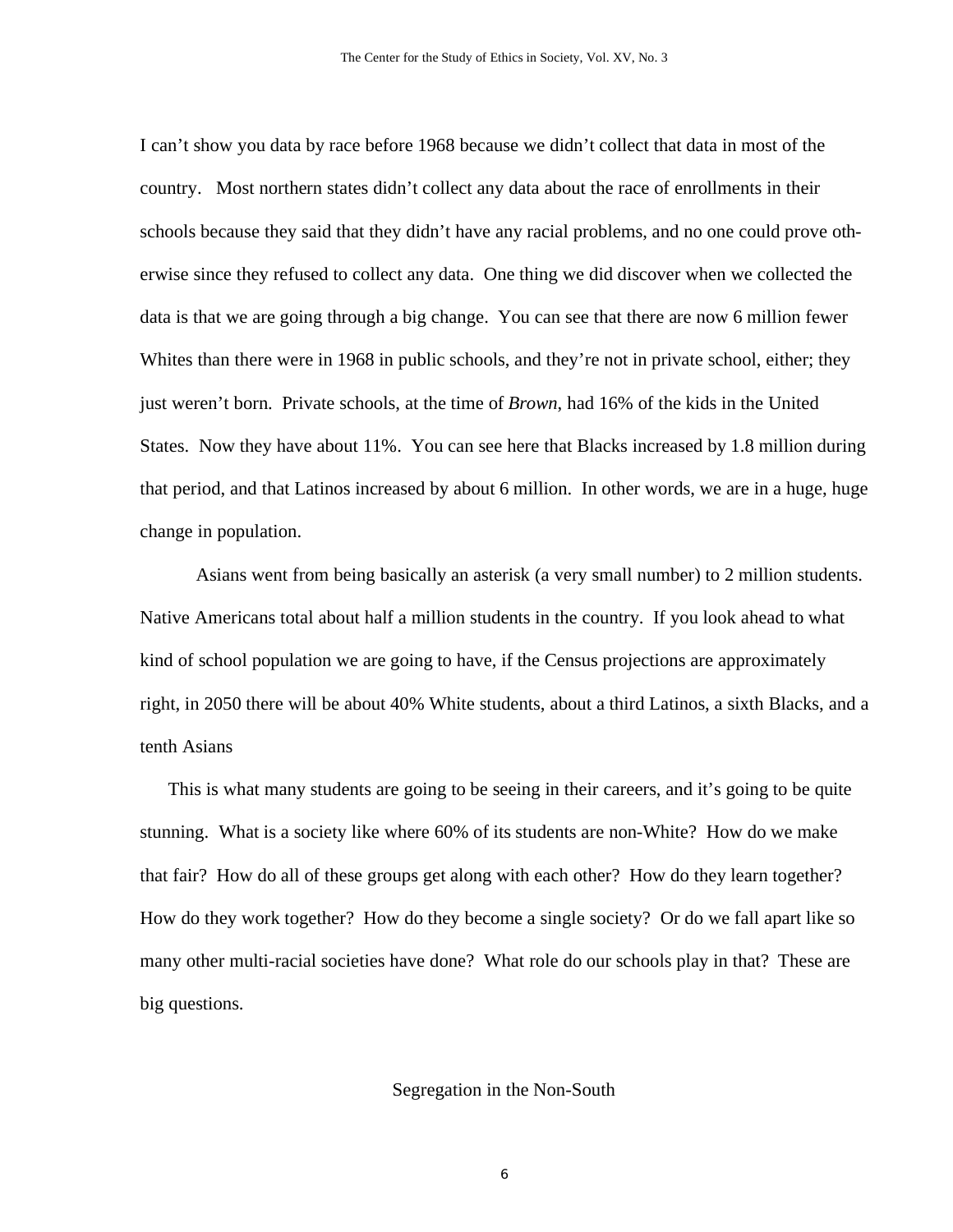I can't show you data by race before 1968 because we didn't collect that data in most of the country. Most northern states didn't collect any data about the race of enrollments in their schools because they said that they didn't have any racial problems, and no one could prove otherwise since they refused to collect any data. One thing we did discover when we collected the data is that we are going through a big change. You can see that there are now 6 million fewer Whites than there were in 1968 in public schools, and they're not in private school, either; they just weren't born. Private schools, at the time of *Brown*, had 16% of the kids in the United States. Now they have about 11%. You can see here that Blacks increased by 1.8 million during that period, and that Latinos increased by about 6 million. In other words, we are in a huge, huge change in population.

Asians went from being basically an asterisk (a very small number) to 2 million students. Native Americans total about half a million students in the country. If you look ahead to what kind of school population we are going to have, if the Census projections are approximately right, in 2050 there will be about 40% White students, about a third Latinos, a sixth Blacks, and a tenth Asians

This is what many students are going to be seeing in their careers, and it's going to be quite stunning. What is a society like where 60% of its students are non-White? How do we make that fair? How do all of these groups get along with each other? How do they learn together? How do they work together? How do they become a single society? Or do we fall apart like so many other multi-racial societies have done? What role do our schools play in that? These are big questions.

## Segregation in the Non-South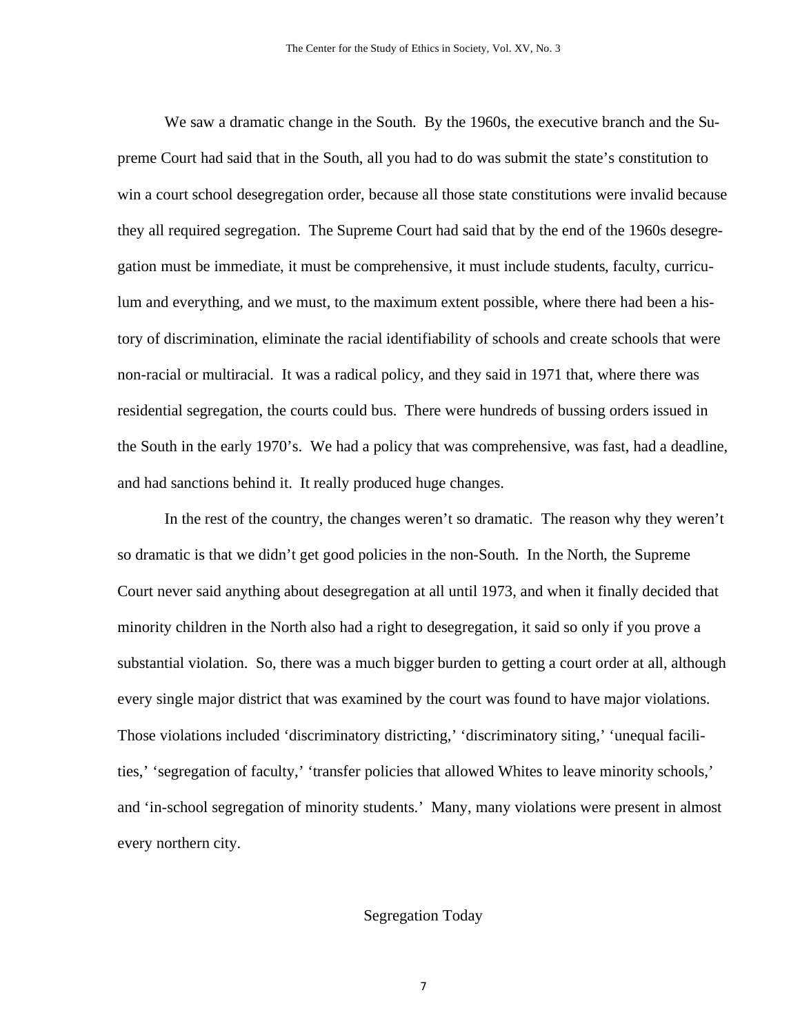We saw a dramatic change in the South. By the 1960s, the executive branch and the Supreme Court had said that in the South, all you had to do was submit the state's constitution to win a court school desegregation order, because all those state constitutions were invalid because they all required segregation. The Supreme Court had said that by the end of the 1960s desegregation must be immediate, it must be comprehensive, it must include students, faculty, curriculum and everything, and we must, to the maximum extent possible, where there had been a history of discrimination, eliminate the racial identifiability of schools and create schools that were non-racial or multiracial. It was a radical policy, and they said in 1971 that, where there was residential segregation, the courts could bus. There were hundreds of bussing orders issued in the South in the early 1970's. We had a policy that was comprehensive, was fast, had a deadline, and had sanctions behind it. It really produced huge changes.

In the rest of the country, the changes weren't so dramatic. The reason why they weren't so dramatic is that we didn't get good policies in the non-South. In the North, the Supreme Court never said anything about desegregation at all until 1973, and when it finally decided that minority children in the North also had a right to desegregation, it said so only if you prove a substantial violation. So, there was a much bigger burden to getting a court order at all, although every single major district that was examined by the court was found to have major violations. Those violations included 'discriminatory districting,' 'discriminatory siting,' 'unequal facilities,' 'segregation of faculty,' 'transfer policies that allowed Whites to leave minority schools,' and 'in-school segregation of minority students.' Many, many violations were present in almost every northern city.

## Segregation Today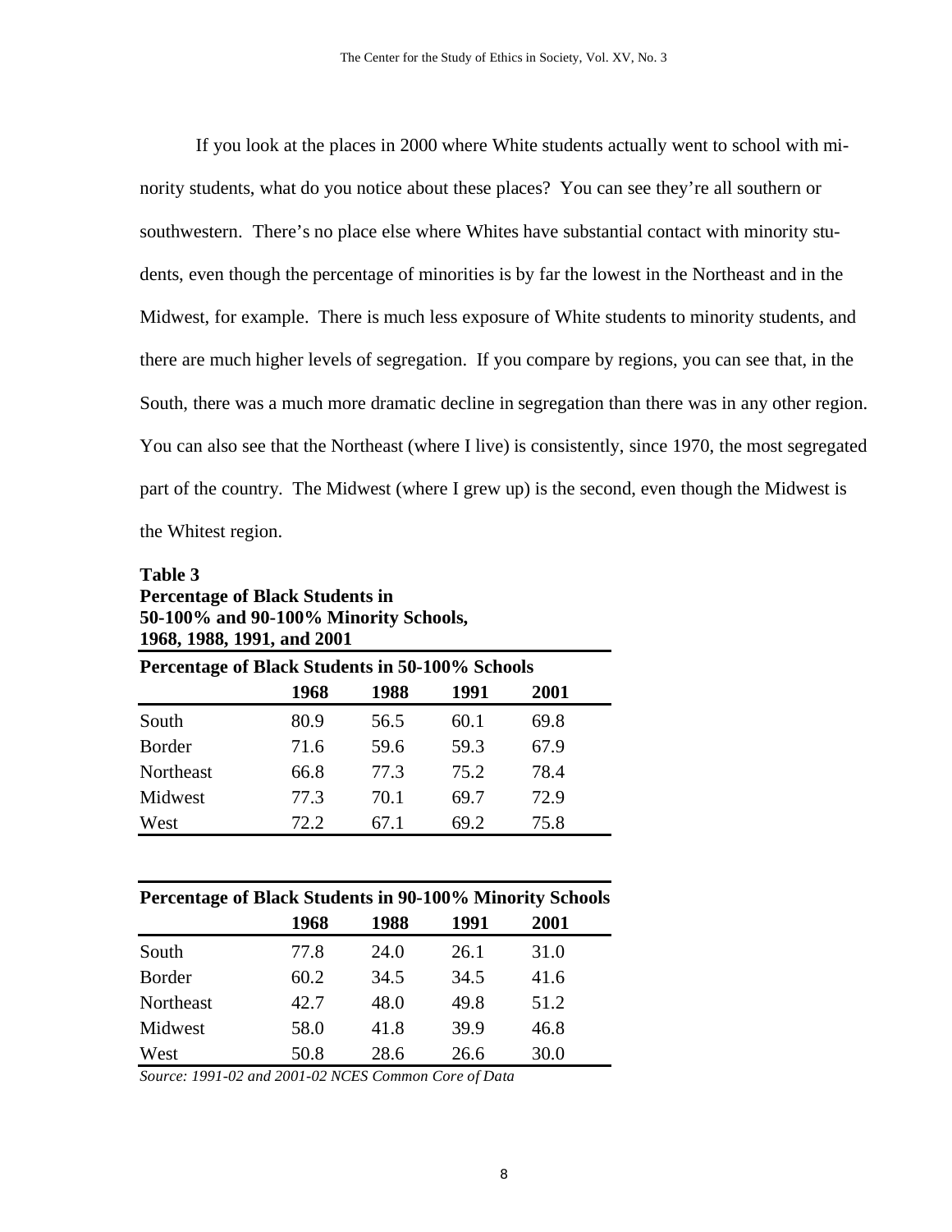If you look at the places in 2000 where White students actually went to school with minority students, what do you notice about these places? You can see they're all southern or southwestern. There's no place else where Whites have substantial contact with minority students, even though the percentage of minorities is by far the lowest in the Northeast and in the Midwest, for example. There is much less exposure of White students to minority students, and there are much higher levels of segregation. If you compare by regions, you can see that, in the South, there was a much more dramatic decline in segregation than there was in any other region. You can also see that the Northeast (where I live) is consistently, since 1970, the most segregated part of the country. The Midwest (where I grew up) is the second, even though the Midwest is the Whitest region.

**Table 3**
**Percentage of Black Students in 50-100% and 90-100% Minority Schools, 1968, 1988, 1991, and 2001**

| **Percentage of Black Students in 50-100% Schools** | | | | |
|---|---|---|---|---|
| | **1968** | **1988** | **1991** | **2001** |
| South | 80.9 | 56.5 | 60.1 | 69.8 |
| Border | 71.6 | 59.6 | 59.3 | 67.9 |
| Northeast | 66.8 | 77.3 | 75.2 | 78.4 |
| Midwest | 77.3 | 70.1 | 69.7 | 72.9 |
| West | 72.2 | 67.1 | 69.2 | 75.8 |

| **Percentage of Black Students in 90-100% Minority Schools** | | | | |
|---|---|---|---|---|
| | **1968** | **1988** | **1991** | **2001** |
| South | 77.8 | 24.0 | 26.1 | 31.0 |
| Border | 60.2 | 34.5 | 34.5 | 41.6 |
| Northeast | 42.7 | 48.0 | 49.8 | 51.2 |
| Midwest | 58.0 | 41.8 | 39.9 | 46.8 |
| West | 50.8 | 28.6 | 26.6 | 30.0 |

*Source: 1991-02 and 2001-02 NCES Common Core of Data*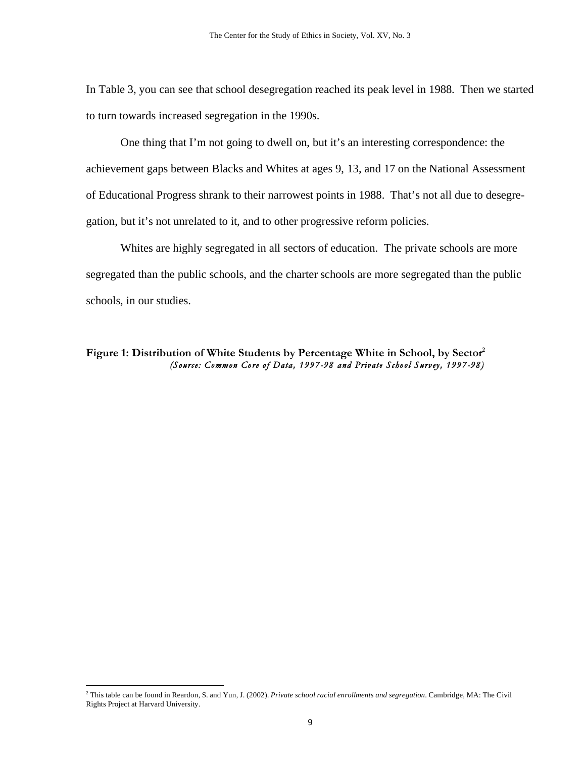In Table 3, you can see that school desegregation reached its peak level in 1988. Then we started to turn towards increased segregation in the 1990s.

One thing that I'm not going to dwell on, but it's an interesting correspondence: the achievement gaps between Blacks and Whites at ages 9, 13, and 17 on the National Assessment of Educational Progress shrank to their narrowest points in 1988. That's not all due to desegregation, but it's not unrelated to it, and to other progressive reform policies.

Whites are highly segregated in all sectors of education. The private schools are more segregated than the public schools, and the charter schools are more segregated than the public schools, in our studies.

**Figure 1: Distribution of White Students by Percentage White in School, by Sector**[2]
*(Source: Common Core of Data, 1997-98 and Private School Survey, 1997-98)*

---

[2] This table can be found in Reardon, S. and Yun, J. (2002). *Private school racial enrollments and segregation*. Cambridge, MA: The Civil Rights Project at Harvard University.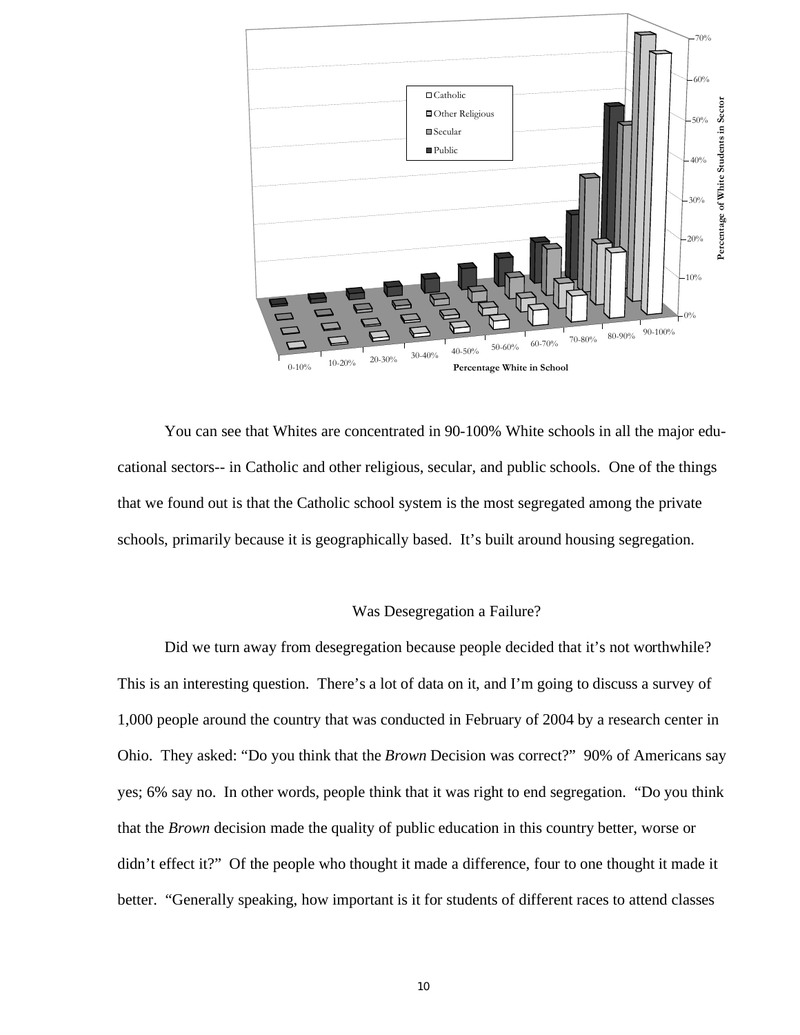You can see that Whites are concentrated in 90-100% White schools in all the major educational sectors-- in Catholic and other religious, secular, and public schools. One of the things that we found out is that the Catholic school system is the most segregated among the private schools, primarily because it is geographically based. It's built around housing segregation.

## Was Desegregation a Failure?

Did we turn away from desegregation because people decided that it's not worthwhile? This is an interesting question. There's a lot of data on it, and I'm going to discuss a survey of 1,000 people around the country that was conducted in February of 2004 by a research center in Ohio. They asked: "Do you think that the *Brown* Decision was correct?" 90% of Americans say yes; 6% say no. In other words, people think that it was right to end segregation. "Do you think that the *Brown* decision made the quality of public education in this country better, worse or didn't effect it?" Of the people who thought it made a difference, four to one thought it made it better. "Generally speaking, how important is it for students of different races to attend classes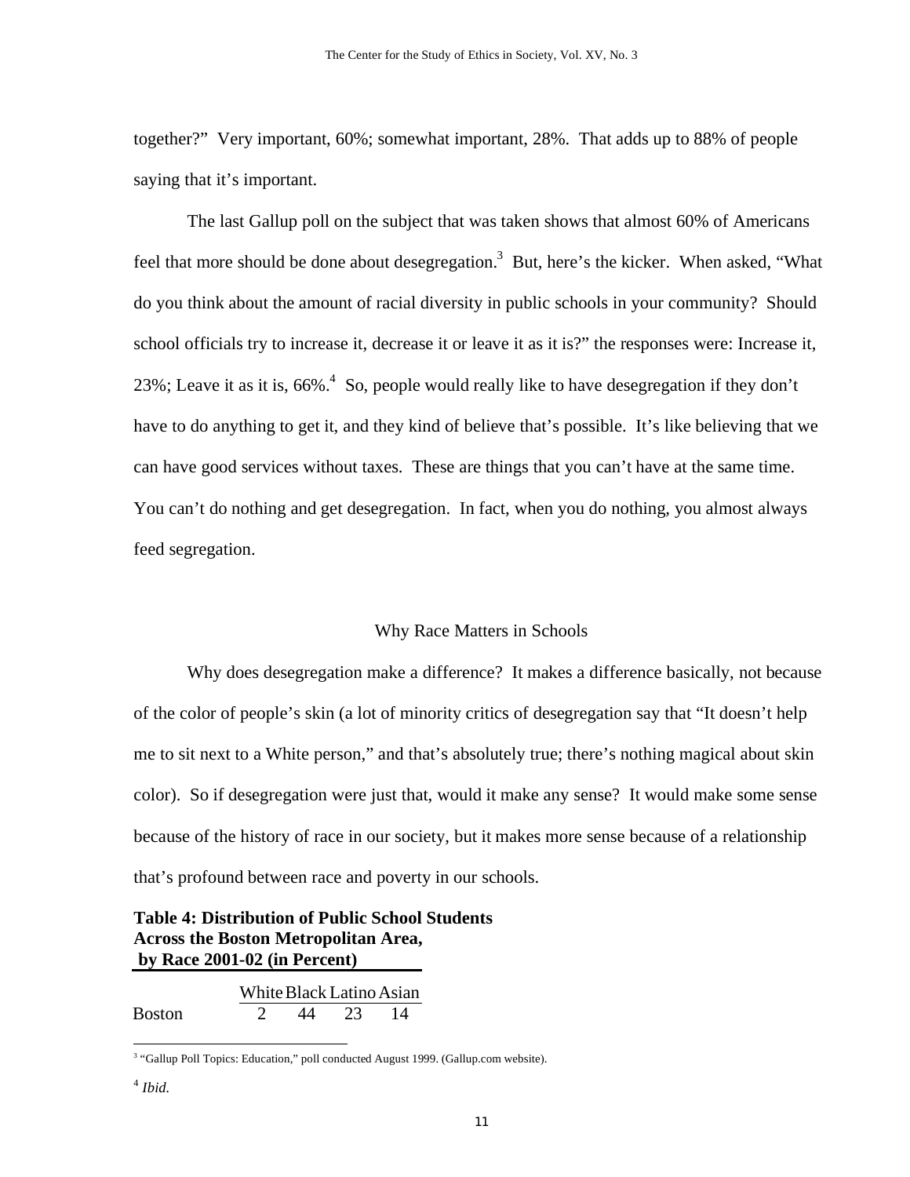together?" Very important, 60%; somewhat important, 28%. That adds up to 88% of people saying that it's important.

The last Gallup poll on the subject that was taken shows that almost 60% of Americans feel that more should be done about desegregation.[3] But, here's the kicker. When asked, "What do you think about the amount of racial diversity in public schools in your community? Should school officials try to increase it, decrease it or leave it as it is?" the responses were: Increase it, 23%; Leave it as it is, 66%.[4] So, people would really like to have desegregation if they don't have to do anything to get it, and they kind of believe that's possible. It's like believing that we can have good services without taxes. These are things that you can't have at the same time. You can't do nothing and get desegregation. In fact, when you do nothing, you almost always feed segregation.

## Why Race Matters in Schools

Why does desegregation make a difference? It makes a difference basically, not because of the color of people's skin (a lot of minority critics of desegregation say that "It doesn't help me to sit next to a White person," and that's absolutely true; there's nothing magical about skin color). So if desegregation were just that, would it make any sense? It would make some sense because of the history of race in our society, but it makes more sense because of a relationship that's profound between race and poverty in our schools.

**Table 4: Distribution of Public School Students Across the Boston Metropolitan Area, by Race 2001-02 (in Percent)**

| | White | Black | Latino | Asian |
|---|---|---|---|---|
| Boston | 2 | 44 | 23 | 14 |

[3] "Gallup Poll Topics: Education," poll conducted August 1999. (Gallup.com website).

[4] *Ibid.*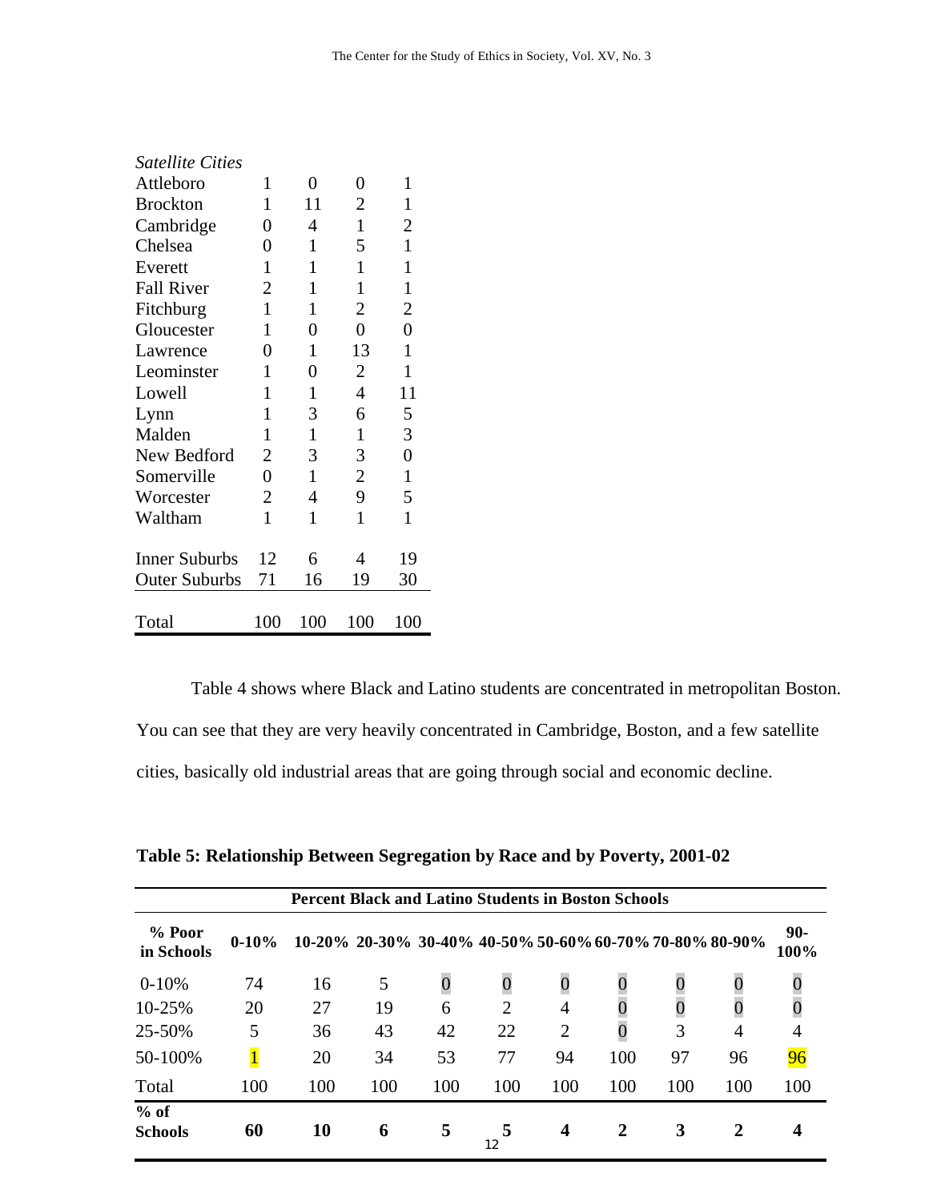| | | | | |
|---|---|---|---|---|
| *Satellite Cities* | | | | |
| Attleboro | 1 | 0 | 0 | 1 |
| Brockton | 1 | 11 | 2 | 1 |
| Cambridge | 0 | 4 | 1 | 2 |
| Chelsea | 0 | 1 | 5 | 1 |
| Everett | 1 | 1 | 1 | 1 |
| Fall River | 2 | 1 | 1 | 1 |
| Fitchburg | 1 | 1 | 2 | 2 |
| Gloucester | 1 | 0 | 0 | 0 |
| Lawrence | 0 | 1 | 13 | 1 |
| Leominster | 1 | 0 | 2 | 1 |
| Lowell | 1 | 1 | 4 | 11 |
| Lynn | 1 | 3 | 6 | 5 |
| Malden | 1 | 1 | 1 | 3 |
| New Bedford | 2 | 3 | 3 | 0 |
| Somerville | 0 | 1 | 2 | 1 |
| Worcester | 2 | 4 | 9 | 5 |
| Waltham | 1 | 1 | 1 | 1 |
| Inner Suburbs | 12 | 6 | 4 | 19 |
| Outer Suburbs | 71 | 16 | 19 | 30 |
| Total | 100 | 100 | 100 | 100 |

Table 4 shows where Black and Latino students are concentrated in metropolitan Boston. You can see that they are very heavily concentrated in Cambridge, Boston, and a few satellite cities, basically old industrial areas that are going through social and economic decline.

**Table 5: Relationship Between Segregation by Race and by Poverty, 2001-02**

| | Percent Black and Latino Students in Boston Schools | | | | | | | | | |
|---|---|---|---|---|---|---|---|---|---|---|
| **% Poor in Schools** | **0-10%** | **10-20%** | **20-30%** | **30-40%** | **40-50%** | **50-60%** | **60-70%** | **70-80%** | **80-90%** | **90-100%** |
| 0-10% | 74 | 16 | 5 | 0 | 0 | 0 | 0 | 0 | 0 | 0 |
| 10-25% | 20 | 27 | 19 | 6 | 2 | 4 | 0 | 0 | 0 | 0 |
| 25-50% | 5 | 36 | 43 | 42 | 22 | 2 | 0 | 3 | 4 | 4 |
| 50-100% | 1 | 20 | 34 | 53 | 77 | 94 | 100 | 97 | 96 | 96 |
| Total | 100 | 100 | 100 | 100 | 100 | 100 | 100 | 100 | 100 | 100 |
| **% of Schools** | **60** | **10** | **6** | **5** | **5** | **4** | **2** | **3** | **2** | **4** |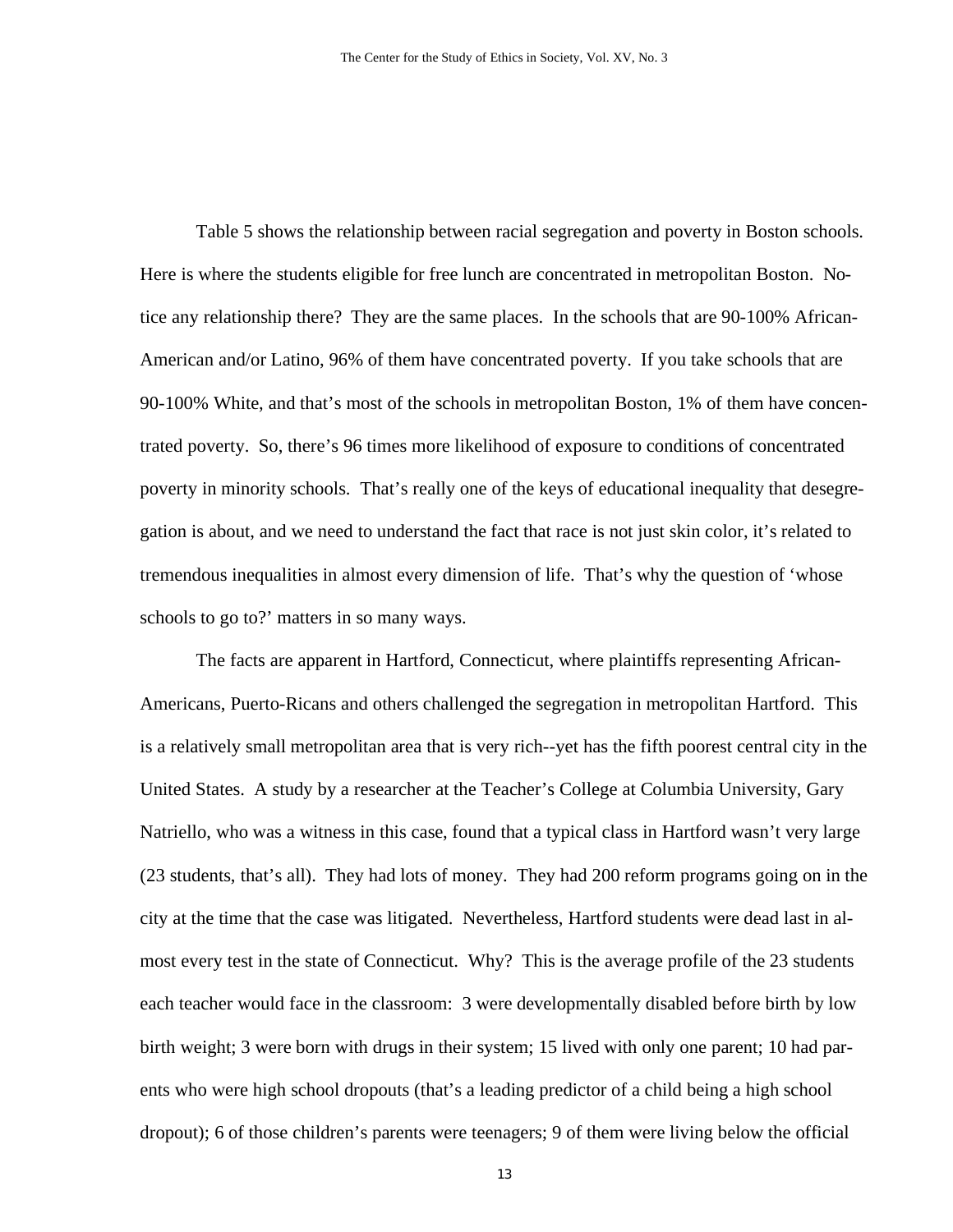Table 5 shows the relationship between racial segregation and poverty in Boston schools. Here is where the students eligible for free lunch are concentrated in metropolitan Boston. Notice any relationship there? They are the same places. In the schools that are 90-100% African-American and/or Latino, 96% of them have concentrated poverty. If you take schools that are 90-100% White, and that's most of the schools in metropolitan Boston, 1% of them have concentrated poverty. So, there's 96 times more likelihood of exposure to conditions of concentrated poverty in minority schools. That's really one of the keys of educational inequality that desegregation is about, and we need to understand the fact that race is not just skin color, it's related to tremendous inequalities in almost every dimension of life. That's why the question of 'whose schools to go to?' matters in so many ways.

The facts are apparent in Hartford, Connecticut, where plaintiffs representing African-Americans, Puerto-Ricans and others challenged the segregation in metropolitan Hartford. This is a relatively small metropolitan area that is very rich--yet has the fifth poorest central city in the United States. A study by a researcher at the Teacher's College at Columbia University, Gary Natriello, who was a witness in this case, found that a typical class in Hartford wasn't very large (23 students, that's all). They had lots of money. They had 200 reform programs going on in the city at the time that the case was litigated. Nevertheless, Hartford students were dead last in almost every test in the state of Connecticut. Why? This is the average profile of the 23 students each teacher would face in the classroom: 3 were developmentally disabled before birth by low birth weight; 3 were born with drugs in their system; 15 lived with only one parent; 10 had parents who were high school dropouts (that's a leading predictor of a child being a high school dropout); 6 of those children's parents were teenagers; 9 of them were living below the official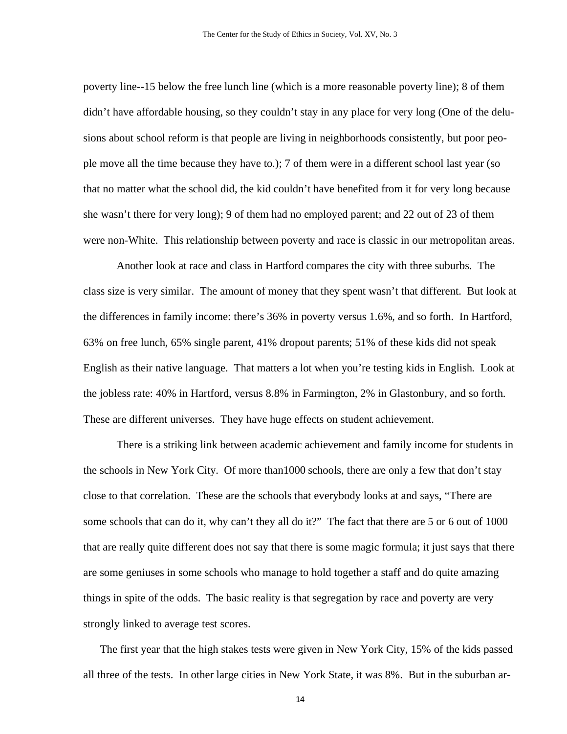poverty line--15 below the free lunch line (which is a more reasonable poverty line); 8 of them didn't have affordable housing, so they couldn't stay in any place for very long (One of the delusions about school reform is that people are living in neighborhoods consistently, but poor people move all the time because they have to.); 7 of them were in a different school last year (so that no matter what the school did, the kid couldn't have benefited from it for very long because she wasn't there for very long); 9 of them had no employed parent; and 22 out of 23 of them were non-White. This relationship between poverty and race is classic in our metropolitan areas.

Another look at race and class in Hartford compares the city with three suburbs. The class size is very similar. The amount of money that they spent wasn't that different. But look at the differences in family income: there's 36% in poverty versus 1.6%, and so forth. In Hartford, 63% on free lunch, 65% single parent, 41% dropout parents; 51% of these kids did not speak English as their native language. That matters a lot when you're testing kids in English. Look at the jobless rate: 40% in Hartford, versus 8.8% in Farmington, 2% in Glastonbury, and so forth. These are different universes. They have huge effects on student achievement.

There is a striking link between academic achievement and family income for students in the schools in New York City. Of more than1000 schools, there are only a few that don't stay close to that correlation. These are the schools that everybody looks at and says, "There are some schools that can do it, why can't they all do it?" The fact that there are 5 or 6 out of 1000 that are really quite different does not say that there is some magic formula; it just says that there are some geniuses in some schools who manage to hold together a staff and do quite amazing things in spite of the odds. The basic reality is that segregation by race and poverty are very strongly linked to average test scores.

The first year that the high stakes tests were given in New York City, 15% of the kids passed all three of the tests. In other large cities in New York State, it was 8%. But in the suburban ar-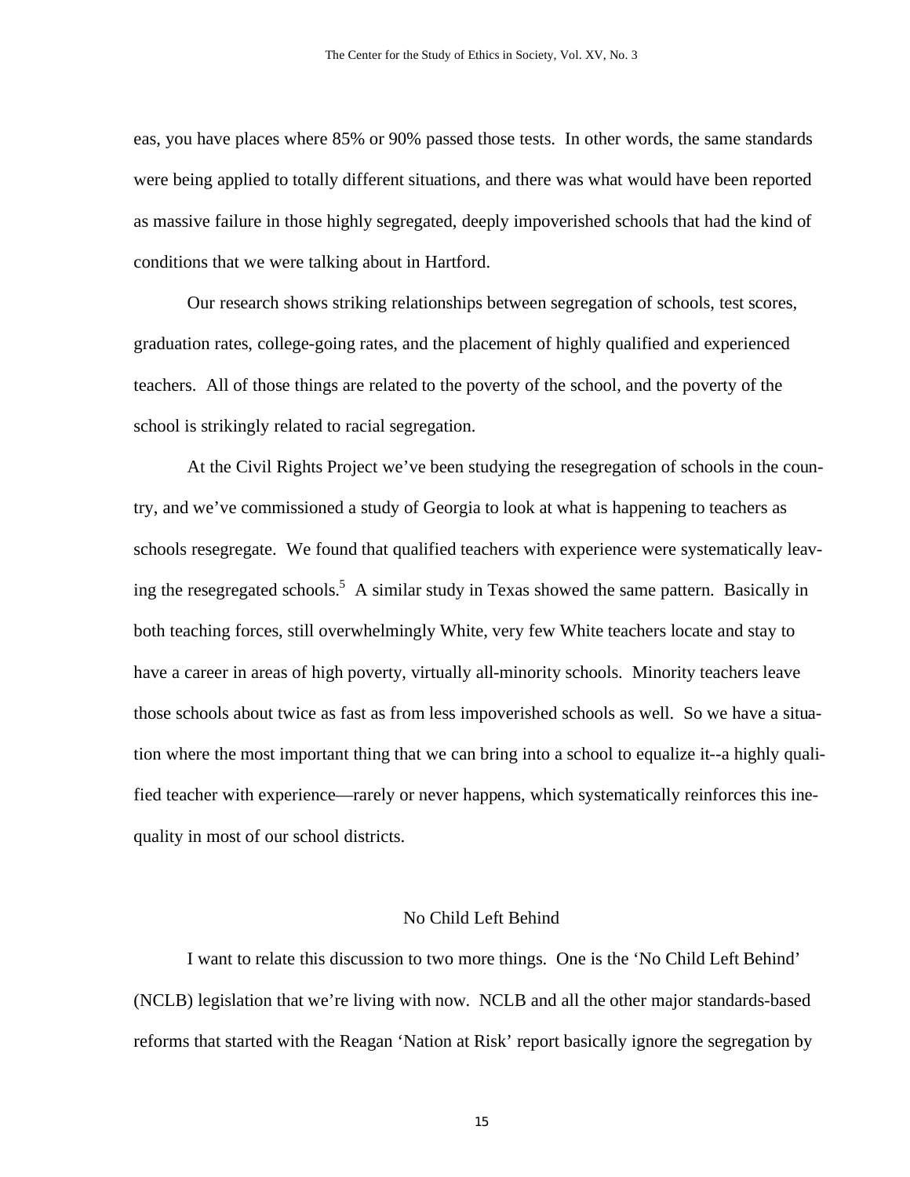eas, you have places where 85% or 90% passed those tests. In other words, the same standards were being applied to totally different situations, and there was what would have been reported as massive failure in those highly segregated, deeply impoverished schools that had the kind of conditions that we were talking about in Hartford.

Our research shows striking relationships between segregation of schools, test scores, graduation rates, college-going rates, and the placement of highly qualified and experienced teachers. All of those things are related to the poverty of the school, and the poverty of the school is strikingly related to racial segregation.

At the Civil Rights Project we've been studying the resegregation of schools in the country, and we've commissioned a study of Georgia to look at what is happening to teachers as schools resegregate. We found that qualified teachers with experience were systematically leaving the resegregated schools.[5] A similar study in Texas showed the same pattern. Basically in both teaching forces, still overwhelmingly White, very few White teachers locate and stay to have a career in areas of high poverty, virtually all-minority schools. Minority teachers leave those schools about twice as fast as from less impoverished schools as well. So we have a situation where the most important thing that we can bring into a school to equalize it--a highly qualified teacher with experience—rarely or never happens, which systematically reinforces this inequality in most of our school districts.

## No Child Left Behind

I want to relate this discussion to two more things. One is the 'No Child Left Behind' (NCLB) legislation that we're living with now. NCLB and all the other major standards-based reforms that started with the Reagan 'Nation at Risk' report basically ignore the segregation by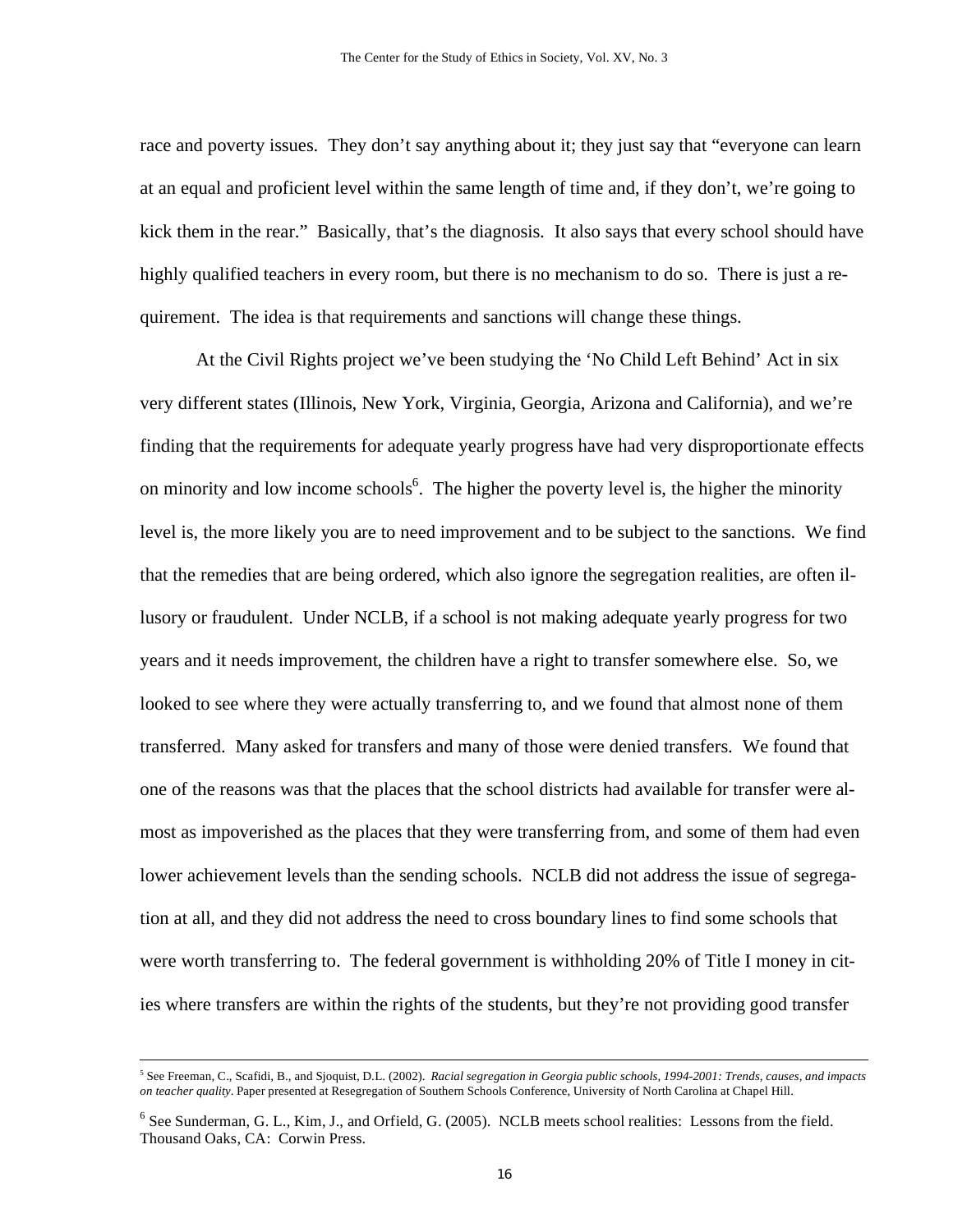race and poverty issues. They don't say anything about it; they just say that "everyone can learn at an equal and proficient level within the same length of time and, if they don't, we're going to kick them in the rear." Basically, that's the diagnosis. It also says that every school should have highly qualified teachers in every room, but there is no mechanism to do so. There is just a requirement. The idea is that requirements and sanctions will change these things.

At the Civil Rights project we've been studying the 'No Child Left Behind' Act in six very different states (Illinois, New York, Virginia, Georgia, Arizona and California), and we're finding that the requirements for adequate yearly progress have had very disproportionate effects on minority and low income schools[6]. The higher the poverty level is, the higher the minority level is, the more likely you are to need improvement and to be subject to the sanctions. We find that the remedies that are being ordered, which also ignore the segregation realities, are often illusory or fraudulent. Under NCLB, if a school is not making adequate yearly progress for two years and it needs improvement, the children have a right to transfer somewhere else. So, we looked to see where they were actually transferring to, and we found that almost none of them transferred. Many asked for transfers and many of those were denied transfers. We found that one of the reasons was that the places that the school districts had available for transfer were almost as impoverished as the places that they were transferring from, and some of them had even lower achievement levels than the sending schools. NCLB did not address the issue of segregation at all, and they did not address the need to cross boundary lines to find some schools that were worth transferring to. The federal government is withholding 20% of Title I money in cities where transfers are within the rights of the students, but they're not providing good transfer

---

[5] See Freeman, C., Scafidi, B., and Sjoquist, D.L. (2002). *Racial segregation in Georgia public schools, 1994-2001: Trends, causes, and impacts on teacher quality*. Paper presented at Resegregation of Southern Schools Conference, University of North Carolina at Chapel Hill.

[6] See Sunderman, G. L., Kim, J., and Orfield, G. (2005). NCLB meets school realities: Lessons from the field. Thousand Oaks, CA: Corwin Press.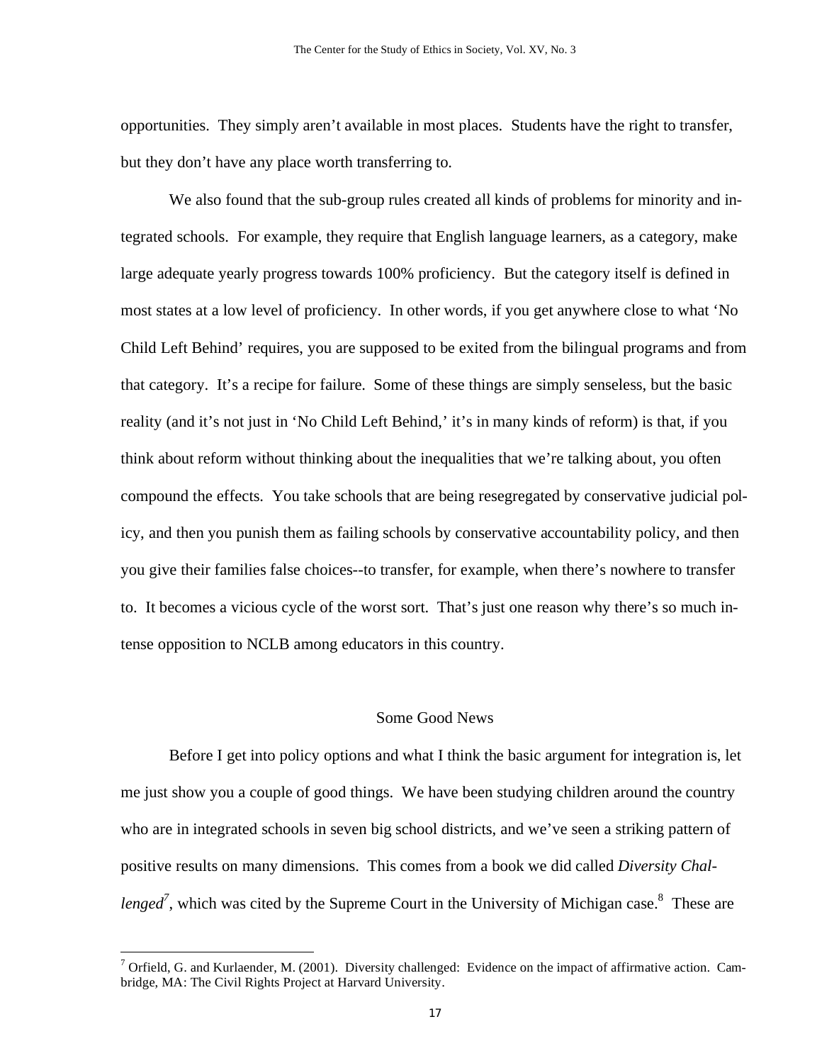opportunities. They simply aren't available in most places. Students have the right to transfer, but they don't have any place worth transferring to.

We also found that the sub-group rules created all kinds of problems for minority and integrated schools. For example, they require that English language learners, as a category, make large adequate yearly progress towards 100% proficiency. But the category itself is defined in most states at a low level of proficiency. In other words, if you get anywhere close to what 'No Child Left Behind' requires, you are supposed to be exited from the bilingual programs and from that category. It's a recipe for failure. Some of these things are simply senseless, but the basic reality (and it's not just in 'No Child Left Behind,' it's in many kinds of reform) is that, if you think about reform without thinking about the inequalities that we're talking about, you often compound the effects. You take schools that are being resegregated by conservative judicial policy, and then you punish them as failing schools by conservative accountability policy, and then you give their families false choices--to transfer, for example, when there's nowhere to transfer to. It becomes a vicious cycle of the worst sort. That's just one reason why there's so much intense opposition to NCLB among educators in this country.

## Some Good News

Before I get into policy options and what I think the basic argument for integration is, let me just show you a couple of good things. We have been studying children around the country who are in integrated schools in seven big school districts, and we've seen a striking pattern of positive results on many dimensions. This comes from a book we did called *Diversity Challenged*[7], which was cited by the Supreme Court in the University of Michigan case.[8] These are

[7] Orfield, G. and Kurlaender, M. (2001). Diversity challenged: Evidence on the impact of affirmative action. Cambridge, MA: The Civil Rights Project at Harvard University.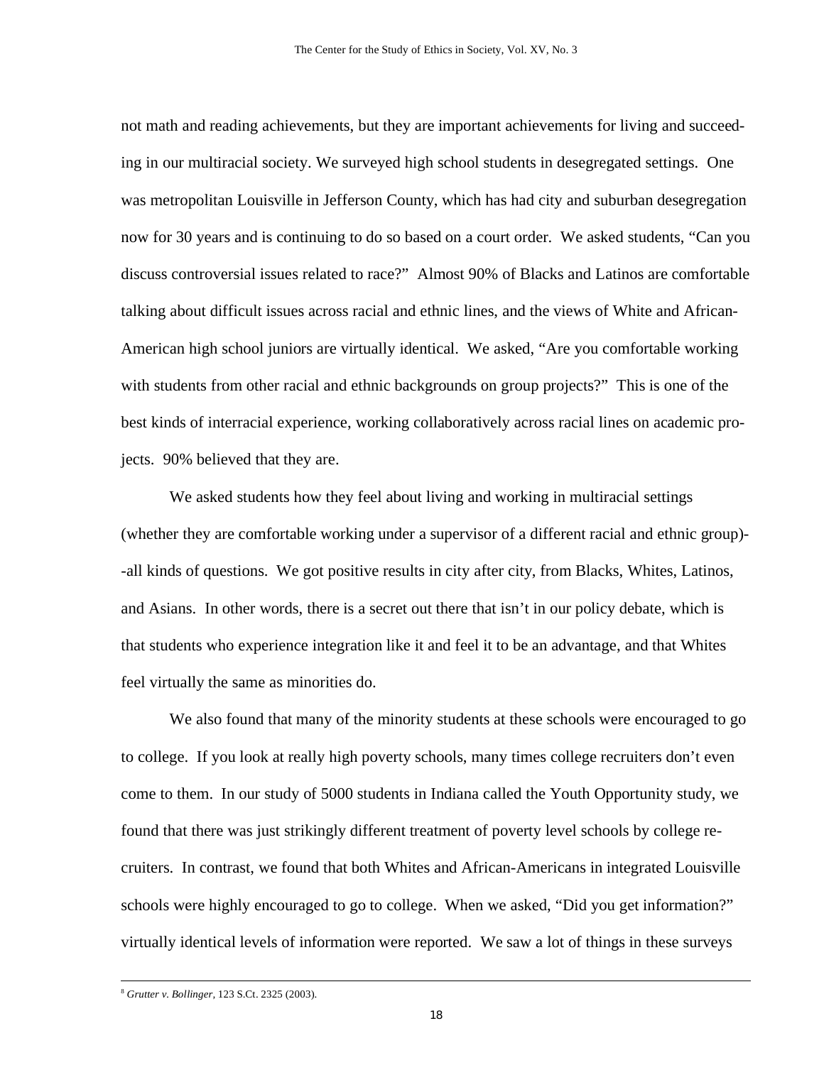not math and reading achievements, but they are important achievements for living and succeeding in our multiracial society. We surveyed high school students in desegregated settings. One was metropolitan Louisville in Jefferson County, which has had city and suburban desegregation now for 30 years and is continuing to do so based on a court order. We asked students, "Can you discuss controversial issues related to race?" Almost 90% of Blacks and Latinos are comfortable talking about difficult issues across racial and ethnic lines, and the views of White and African-American high school juniors are virtually identical. We asked, "Are you comfortable working with students from other racial and ethnic backgrounds on group projects?" This is one of the best kinds of interracial experience, working collaboratively across racial lines on academic projects. 90% believed that they are.

We asked students how they feel about living and working in multiracial settings (whether they are comfortable working under a supervisor of a different racial and ethnic group)--all kinds of questions. We got positive results in city after city, from Blacks, Whites, Latinos, and Asians. In other words, there is a secret out there that isn't in our policy debate, which is that students who experience integration like it and feel it to be an advantage, and that Whites feel virtually the same as minorities do.

We also found that many of the minority students at these schools were encouraged to go to college. If you look at really high poverty schools, many times college recruiters don't even come to them. In our study of 5000 students in Indiana called the Youth Opportunity study, we found that there was just strikingly different treatment of poverty level schools by college recruiters. In contrast, we found that both Whites and African-Americans in integrated Louisville schools were highly encouraged to go to college. When we asked, "Did you get information?" virtually identical levels of information were reported. We saw a lot of things in these surveys

---

[8] *Grutter v. Bollinger*, 123 S.Ct. 2325 (2003).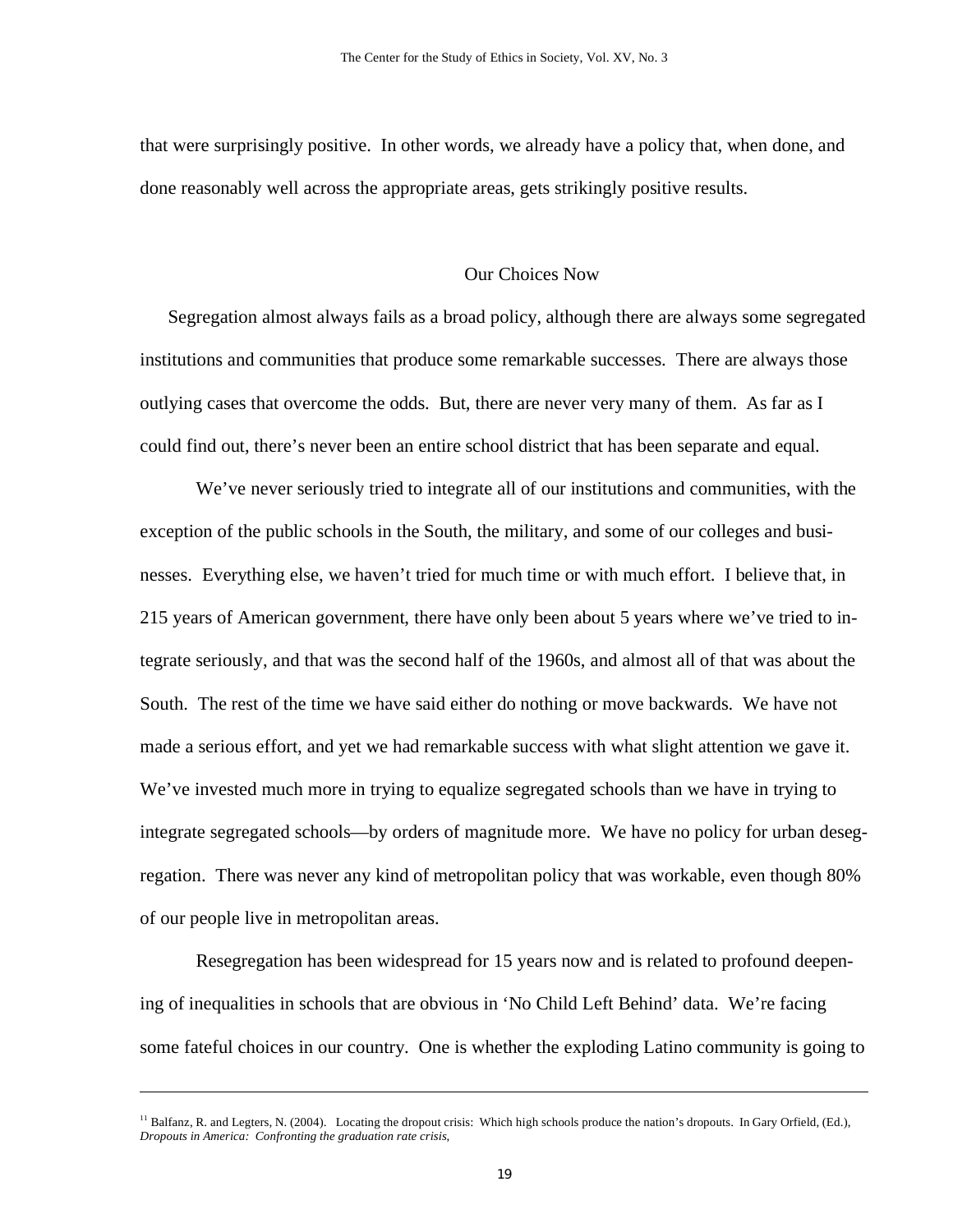that were surprisingly positive. In other words, we already have a policy that, when done, and done reasonably well across the appropriate areas, gets strikingly positive results.

## Our Choices Now

Segregation almost always fails as a broad policy, although there are always some segregated institutions and communities that produce some remarkable successes. There are always those outlying cases that overcome the odds. But, there are never very many of them. As far as I could find out, there's never been an entire school district that has been separate and equal.

We've never seriously tried to integrate all of our institutions and communities, with the exception of the public schools in the South, the military, and some of our colleges and businesses. Everything else, we haven't tried for much time or with much effort. I believe that, in 215 years of American government, there have only been about 5 years where we've tried to integrate seriously, and that was the second half of the 1960s, and almost all of that was about the South. The rest of the time we have said either do nothing or move backwards. We have not made a serious effort, and yet we had remarkable success with what slight attention we gave it. We've invested much more in trying to equalize segregated schools than we have in trying to integrate segregated schools—by orders of magnitude more. We have no policy for urban desegregation. There was never any kind of metropolitan policy that was workable, even though 80% of our people live in metropolitan areas.

Resegregation has been widespread for 15 years now and is related to profound deepening of inequalities in schools that are obvious in 'No Child Left Behind' data. We're facing some fateful choices in our country. One is whether the exploding Latino community is going to

---

[11] Balfanz, R. and Legters, N. (2004). Locating the dropout crisis: Which high schools produce the nation's dropouts. In Gary Orfield, (Ed.), *Dropouts in America: Confronting the graduation rate crisis*,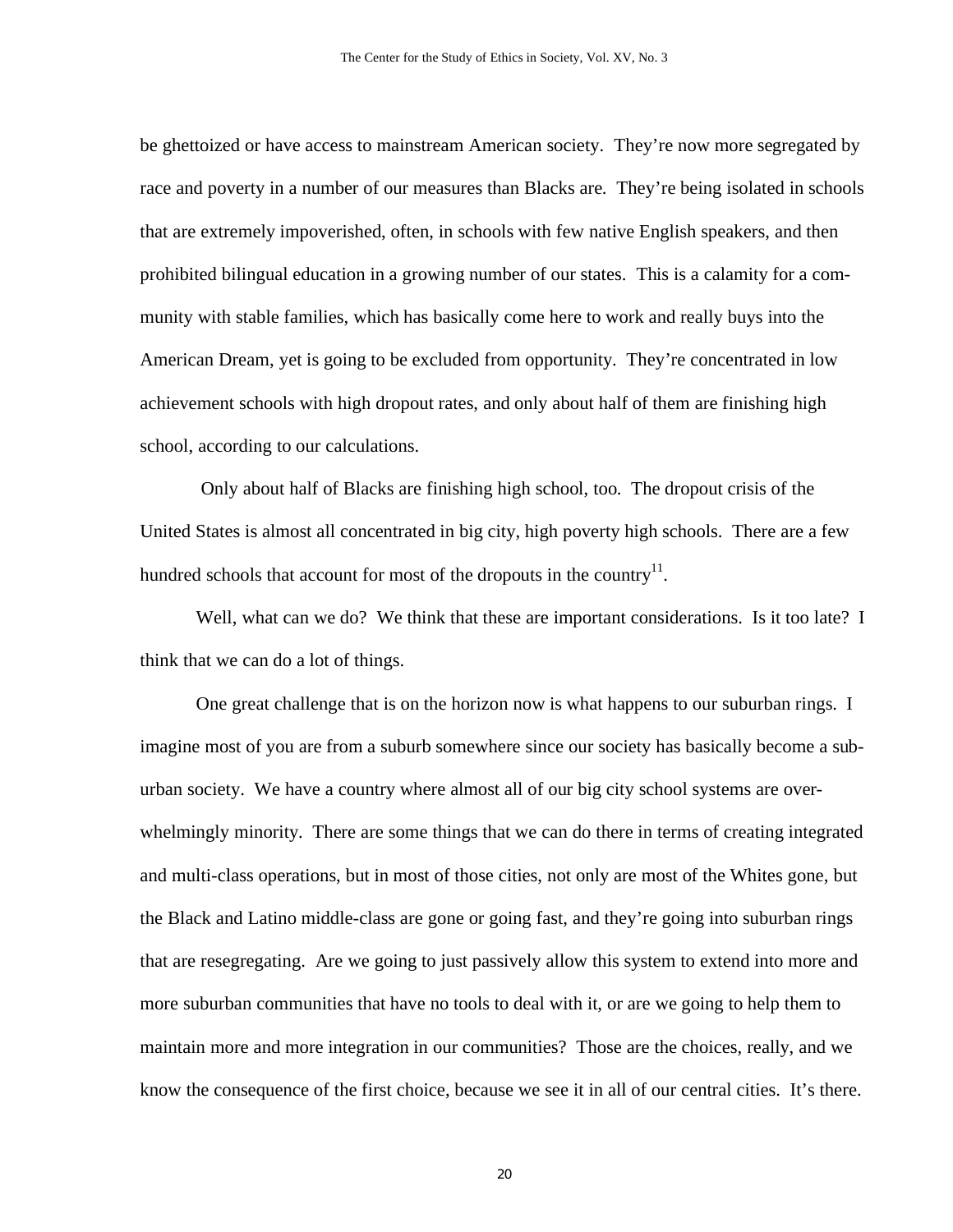be ghettoized or have access to mainstream American society. They're now more segregated by race and poverty in a number of our measures than Blacks are. They're being isolated in schools that are extremely impoverished, often, in schools with few native English speakers, and then prohibited bilingual education in a growing number of our states. This is a calamity for a community with stable families, which has basically come here to work and really buys into the American Dream, yet is going to be excluded from opportunity. They're concentrated in low achievement schools with high dropout rates, and only about half of them are finishing high school, according to our calculations.

Only about half of Blacks are finishing high school, too. The dropout crisis of the United States is almost all concentrated in big city, high poverty high schools. There are a few hundred schools that account for most of the dropouts in the country[11].

Well, what can we do? We think that these are important considerations. Is it too late? I think that we can do a lot of things.

One great challenge that is on the horizon now is what happens to our suburban rings. I imagine most of you are from a suburb somewhere since our society has basically become a suburban society. We have a country where almost all of our big city school systems are overwhelmingly minority. There are some things that we can do there in terms of creating integrated and multi-class operations, but in most of those cities, not only are most of the Whites gone, but the Black and Latino middle-class are gone or going fast, and they're going into suburban rings that are resegregating. Are we going to just passively allow this system to extend into more and more suburban communities that have no tools to deal with it, or are we going to help them to maintain more and more integration in our communities? Those are the choices, really, and we know the consequence of the first choice, because we see it in all of our central cities. It's there.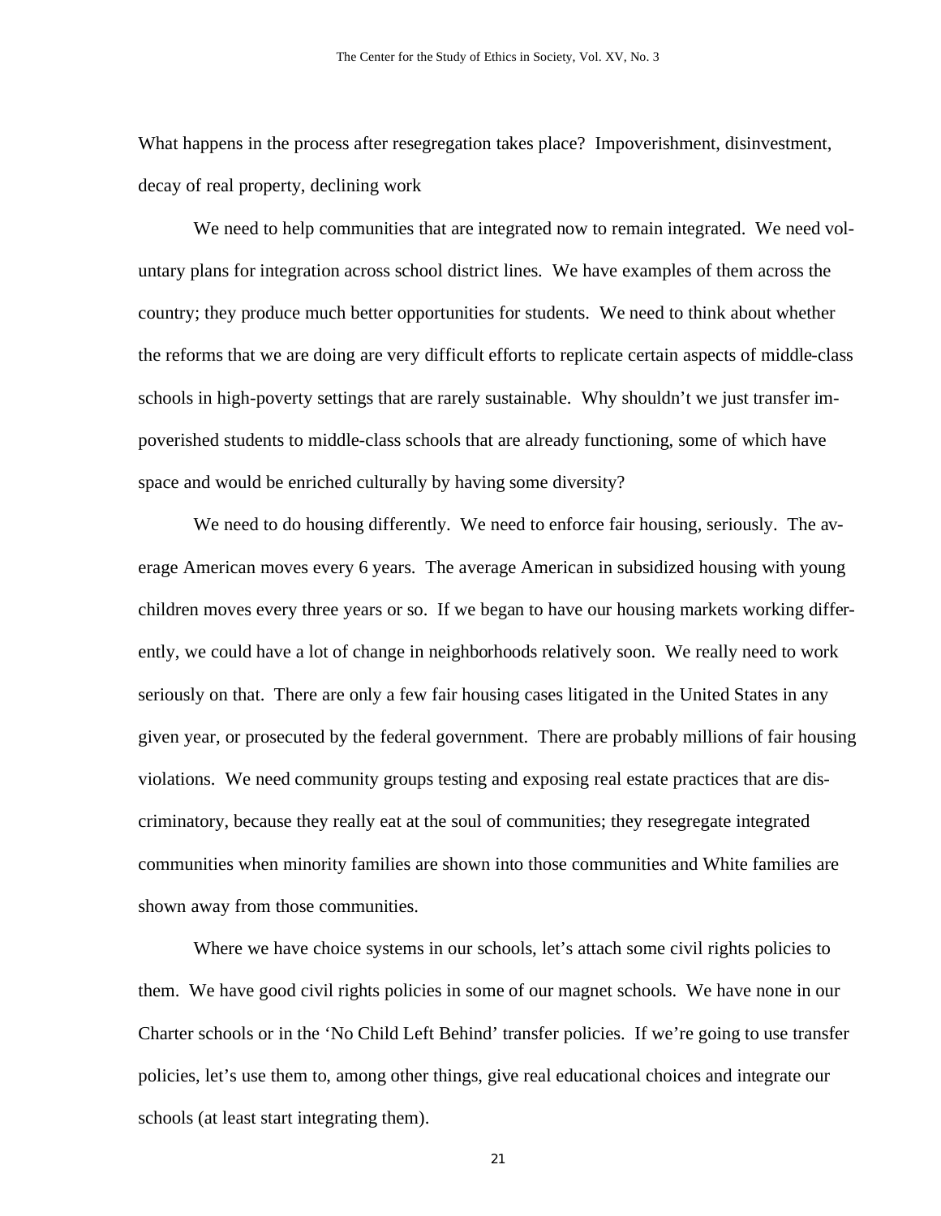What happens in the process after resegregation takes place? Impoverishment, disinvestment, decay of real property, declining work

We need to help communities that are integrated now to remain integrated. We need voluntary plans for integration across school district lines. We have examples of them across the country; they produce much better opportunities for students. We need to think about whether the reforms that we are doing are very difficult efforts to replicate certain aspects of middle-class schools in high-poverty settings that are rarely sustainable. Why shouldn't we just transfer impoverished students to middle-class schools that are already functioning, some of which have space and would be enriched culturally by having some diversity?

We need to do housing differently. We need to enforce fair housing, seriously. The average American moves every 6 years. The average American in subsidized housing with young children moves every three years or so. If we began to have our housing markets working differently, we could have a lot of change in neighborhoods relatively soon. We really need to work seriously on that. There are only a few fair housing cases litigated in the United States in any given year, or prosecuted by the federal government. There are probably millions of fair housing violations. We need community groups testing and exposing real estate practices that are discriminatory, because they really eat at the soul of communities; they resegregate integrated communities when minority families are shown into those communities and White families are shown away from those communities.

Where we have choice systems in our schools, let's attach some civil rights policies to them. We have good civil rights policies in some of our magnet schools. We have none in our Charter schools or in the 'No Child Left Behind' transfer policies. If we're going to use transfer policies, let's use them to, among other things, give real educational choices and integrate our schools (at least start integrating them).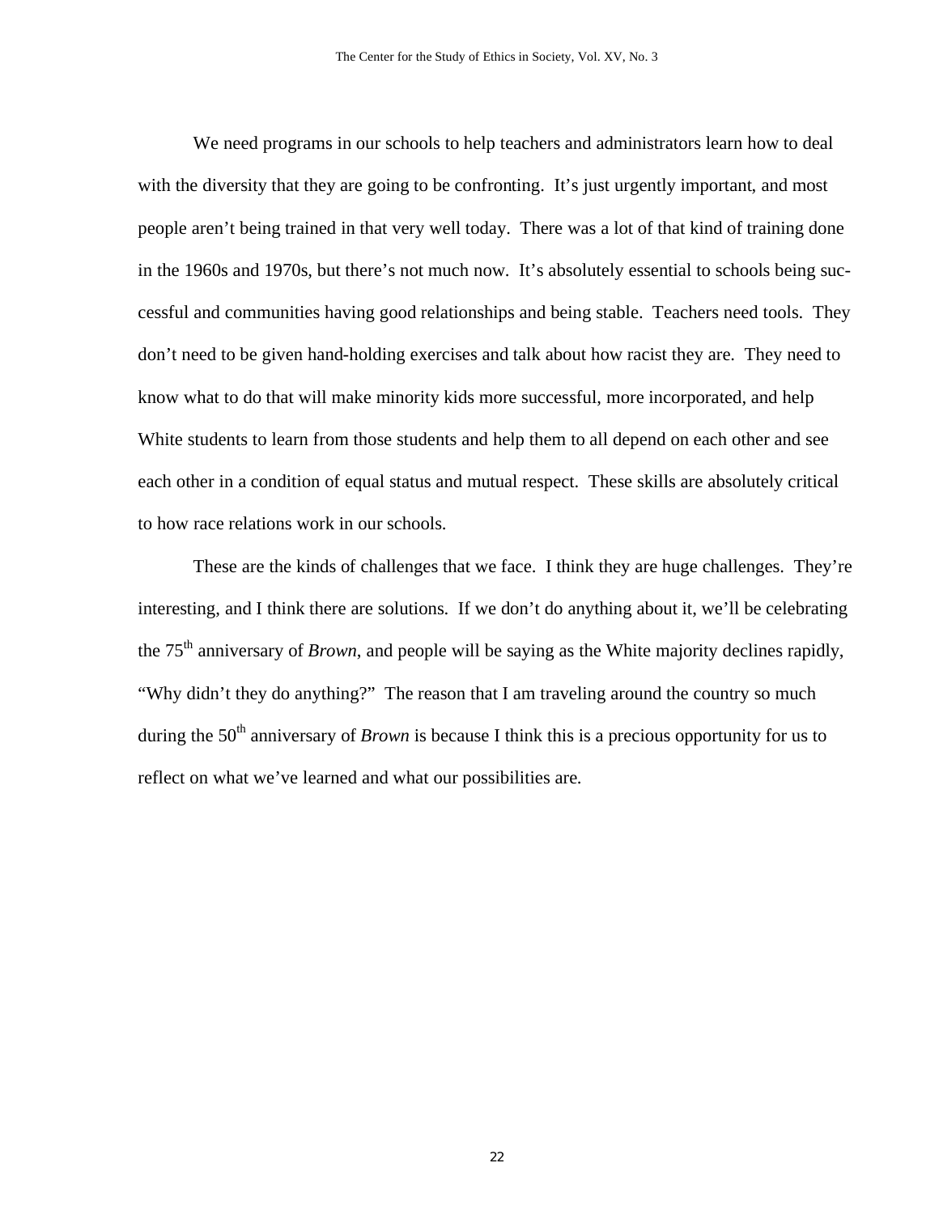We need programs in our schools to help teachers and administrators learn how to deal with the diversity that they are going to be confronting. It's just urgently important, and most people aren't being trained in that very well today. There was a lot of that kind of training done in the 1960s and 1970s, but there's not much now. It's absolutely essential to schools being successful and communities having good relationships and being stable. Teachers need tools. They don't need to be given hand-holding exercises and talk about how racist they are. They need to know what to do that will make minority kids more successful, more incorporated, and help White students to learn from those students and help them to all depend on each other and see each other in a condition of equal status and mutual respect. These skills are absolutely critical to how race relations work in our schools.

These are the kinds of challenges that we face. I think they are huge challenges. They're interesting, and I think there are solutions. If we don't do anything about it, we'll be celebrating the 75th anniversary of *Brown*, and people will be saying as the White majority declines rapidly, "Why didn't they do anything?" The reason that I am traveling around the country so much during the 50th anniversary of *Brown* is because I think this is a precious opportunity for us to reflect on what we've learned and what our possibilities are.